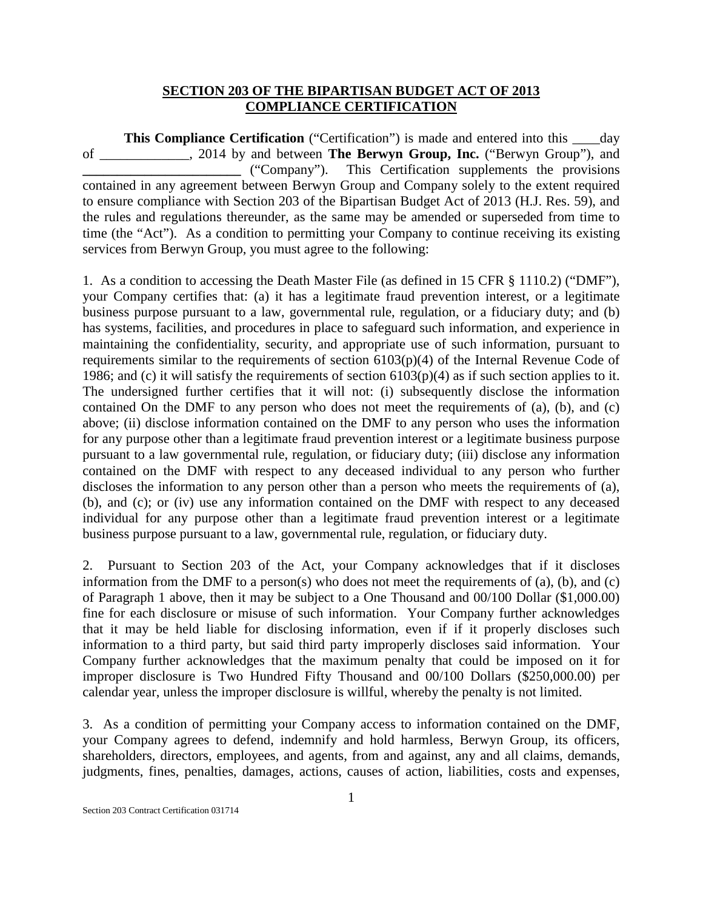**SECTION 203 OF THE BIPARTISAN BUDGET ACT OF 2013**
**COMPLIANCE CERTIFICATION**

**This Compliance Certification** ("Certification") is made and entered into this ____day of _____________, 2014 by and between **The Berwyn Group, Inc.** ("Berwyn Group"), and **_______________________** ("Company"). This Certification supplements the provisions contained in any agreement between Berwyn Group and Company solely to the extent required to ensure compliance with Section 203 of the Bipartisan Budget Act of 2013 (H.J. Res. 59), and the rules and regulations thereunder, as the same may be amended or superseded from time to time (the "Act"). As a condition to permitting your Company to continue receiving its existing services from Berwyn Group, you must agree to the following:

1. As a condition to accessing the Death Master File (as defined in 15 CFR § 1110.2) ("DMF"), your Company certifies that: (a) it has a legitimate fraud prevention interest, or a legitimate business purpose pursuant to a law, governmental rule, regulation, or a fiduciary duty; and (b) has systems, facilities, and procedures in place to safeguard such information, and experience in maintaining the confidentiality, security, and appropriate use of such information, pursuant to requirements similar to the requirements of section 6103(p)(4) of the Internal Revenue Code of 1986; and (c) it will satisfy the requirements of section 6103(p)(4) as if such section applies to it. The undersigned further certifies that it will not: (i) subsequently disclose the information contained On the DMF to any person who does not meet the requirements of (a), (b), and (c) above; (ii) disclose information contained on the DMF to any person who uses the information for any purpose other than a legitimate fraud prevention interest or a legitimate business purpose pursuant to a law governmental rule, regulation, or fiduciary duty; (iii) disclose any information contained on the DMF with respect to any deceased individual to any person who further discloses the information to any person other than a person who meets the requirements of (a), (b), and (c); or (iv) use any information contained on the DMF with respect to any deceased individual for any purpose other than a legitimate fraud prevention interest or a legitimate business purpose pursuant to a law, governmental rule, regulation, or fiduciary duty.

2. Pursuant to Section 203 of the Act, your Company acknowledges that if it discloses information from the DMF to a person(s) who does not meet the requirements of (a), (b), and (c) of Paragraph 1 above, then it may be subject to a One Thousand and 00/100 Dollar ($1,000.00) fine for each disclosure or misuse of such information. Your Company further acknowledges that it may be held liable for disclosing information, even if if it properly discloses such information to a third party, but said third party improperly discloses said information. Your Company further acknowledges that the maximum penalty that could be imposed on it for improper disclosure is Two Hundred Fifty Thousand and 00/100 Dollars ($250,000.00) per calendar year, unless the improper disclosure is willful, whereby the penalty is not limited.

3. As a condition of permitting your Company access to information contained on the DMF, your Company agrees to defend, indemnify and hold harmless, Berwyn Group, its officers, shareholders, directors, employees, and agents, from and against, any and all claims, demands, judgments, fines, penalties, damages, actions, causes of action, liabilities, costs and expenses,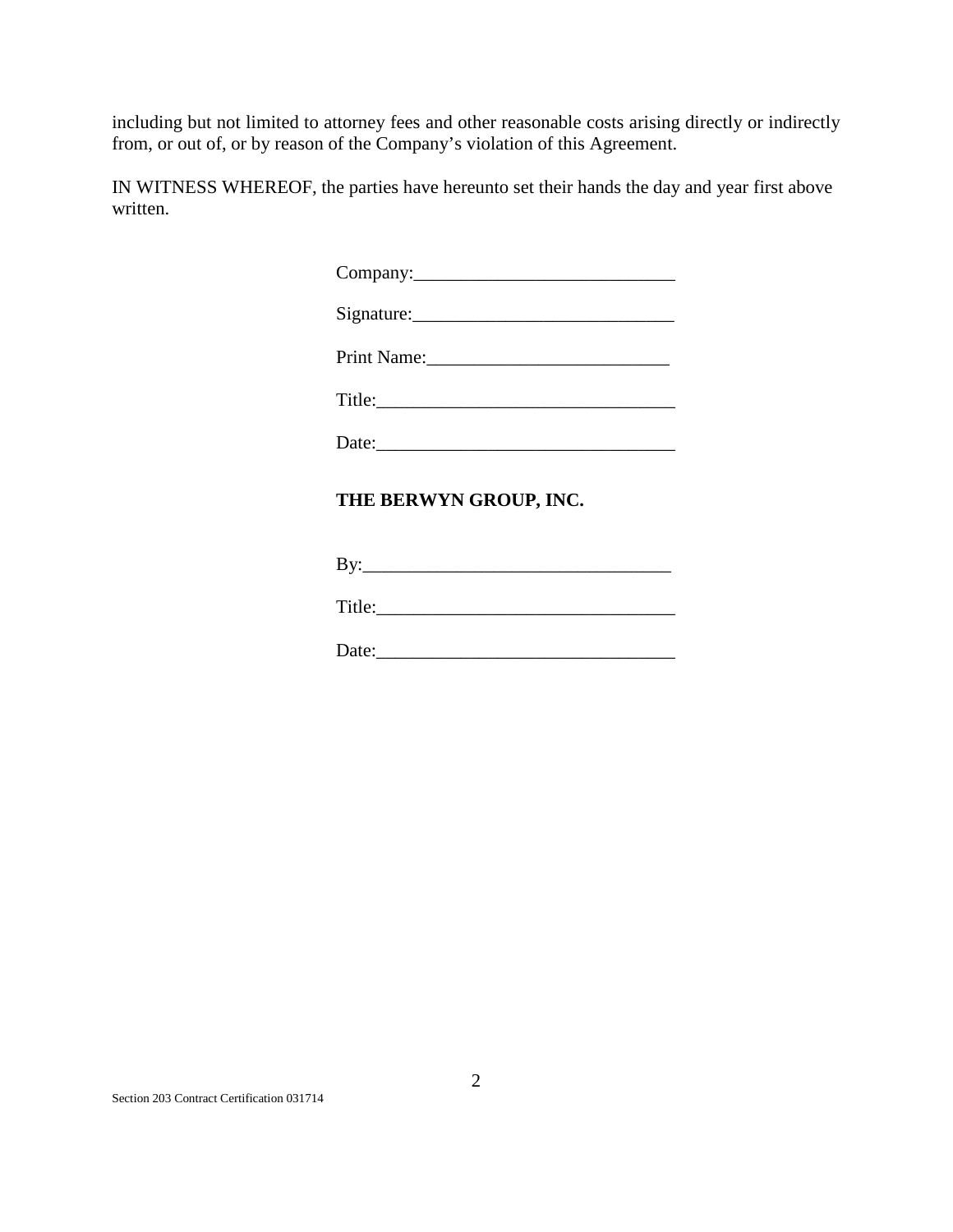including but not limited to attorney fees and other reasonable costs arising directly or indirectly from, or out of, or by reason of the Company's violation of this Agreement.

IN WITNESS WHEREOF, the parties have hereunto set their hands the day and year first above written.

Company:____________________________

Signature:____________________________

Print Name:__________________________

Title:________________________________

Date:________________________________

**THE BERWYN GROUP, INC.**

By:_________________________________

Title:________________________________

Date:________________________________

Section 203 Contract Certification 031714